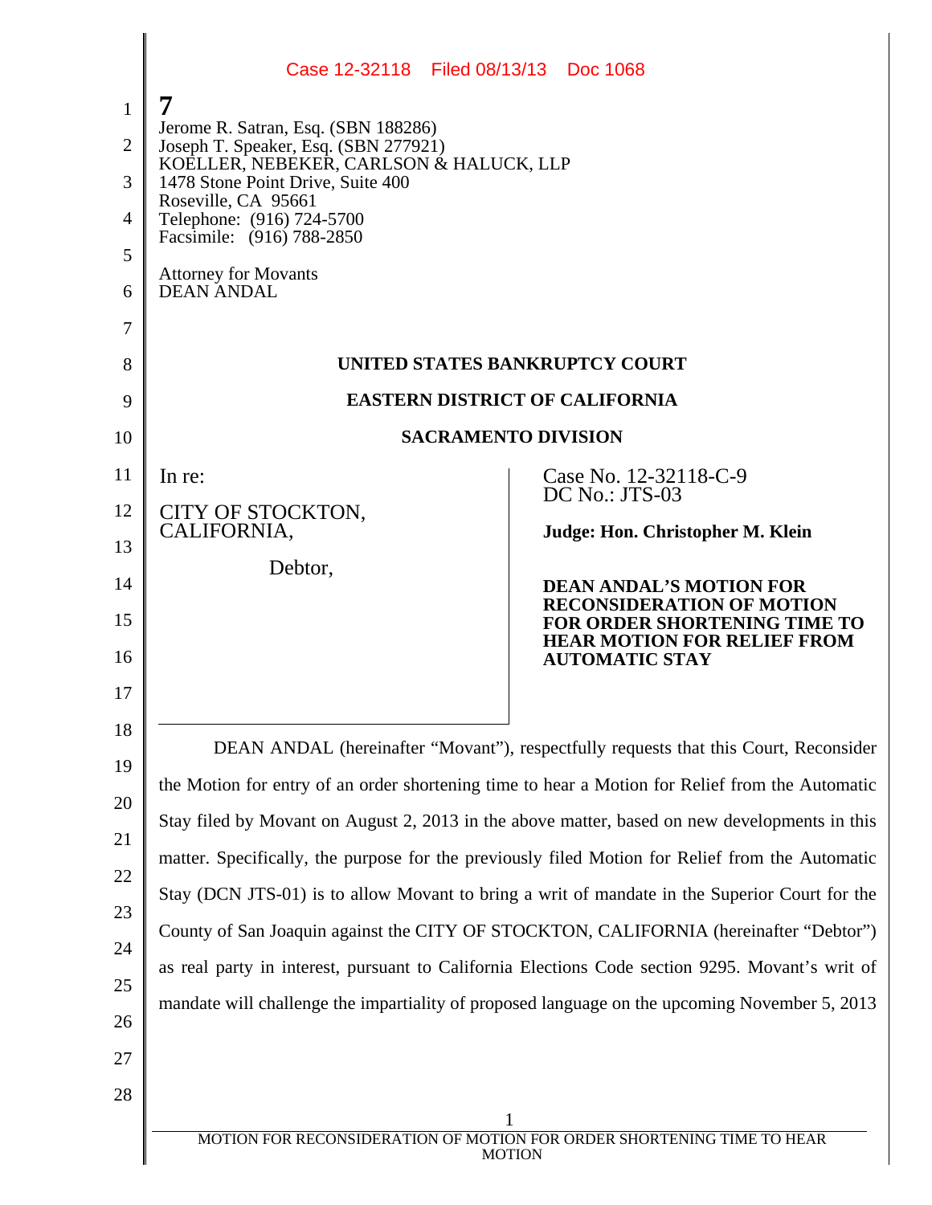Jerome R. Satran, Esq. (SBN 188286)
Joseph T. Speaker, Esq. (SBN 277921)
KOELLER, NEBEKER, CARLSON & HALUCK, LLP
1478 Stone Point Drive, Suite 400
Roseville, CA 95661
Telephone: (916) 724-5700
Facsimile: (916) 788-2850

Attorney for Movants
DEAN ANDAL

**UNITED STATES BANKRUPTCY COURT**

**EASTERN DISTRICT OF CALIFORNIA**

**SACRAMENTO DIVISION**

| | |
|---|---|
| In re:<br><br>CITY OF STOCKTON, CALIFORNIA,<br><br>Debtor, | Case No. 12-32118-C-9<br>DC No.: JTS-03<br><br>**Judge: Hon. Christopher M. Klein**<br><br>**DEAN ANDAL'S MOTION FOR RECONSIDERATION OF MOTION FOR ORDER SHORTENING TIME TO HEAR MOTION FOR RELIEF FROM AUTOMATIC STAY** |

DEAN ANDAL (hereinafter "Movant"), respectfully requests that this Court, Reconsider the Motion for entry of an order shortening time to hear a Motion for Relief from the Automatic Stay filed by Movant on August 2, 2013 in the above matter, based on new developments in this matter. Specifically, the purpose for the previously filed Motion for Relief from the Automatic Stay (DCN JTS-01) is to allow Movant to bring a writ of mandate in the Superior Court for the County of San Joaquin against the CITY OF STOCKTON, CALIFORNIA (hereinafter "Debtor") as real party in interest, pursuant to California Elections Code section 9295. Movant's writ of mandate will challenge the impartiality of proposed language on the upcoming November 5, 2013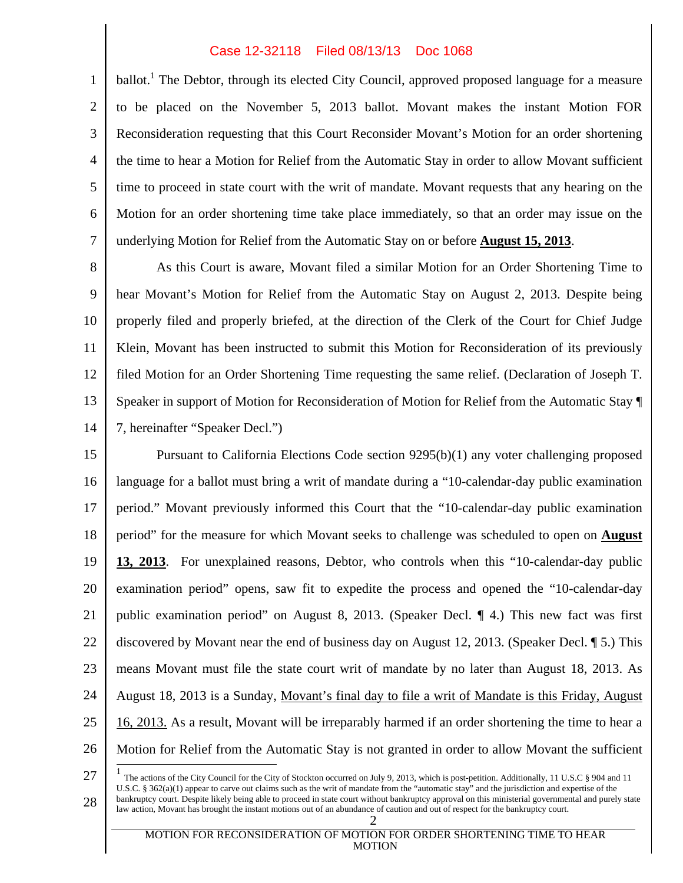ballot.[1] The Debtor, through its elected City Council, approved proposed language for a measure to be placed on the November 5, 2013 ballot. Movant makes the instant Motion FOR Reconsideration requesting that this Court Reconsider Movant's Motion for an order shortening the time to hear a Motion for Relief from the Automatic Stay in order to allow Movant sufficient time to proceed in state court with the writ of mandate. Movant requests that any hearing on the Motion for an order shortening time take place immediately, so that an order may issue on the underlying Motion for Relief from the Automatic Stay on or before **August 15, 2013**.

As this Court is aware, Movant filed a similar Motion for an Order Shortening Time to hear Movant's Motion for Relief from the Automatic Stay on August 2, 2013. Despite being properly filed and properly briefed, at the direction of the Clerk of the Court for Chief Judge Klein, Movant has been instructed to submit this Motion for Reconsideration of its previously filed Motion for an Order Shortening Time requesting the same relief. (Declaration of Joseph T. Speaker in support of Motion for Reconsideration of Motion for Relief from the Automatic Stay ¶ 7, hereinafter "Speaker Decl.")

Pursuant to California Elections Code section 9295(b)(1) any voter challenging proposed language for a ballot must bring a writ of mandate during a "10-calendar-day public examination period." Movant previously informed this Court that the "10-calendar-day public examination period" for the measure for which Movant seeks to challenge was scheduled to open on **August 13, 2013**. For unexplained reasons, Debtor, who controls when this "10-calendar-day public examination period" opens, saw fit to expedite the process and opened the "10-calendar-day public examination period" on August 8, 2013. (Speaker Decl. ¶ 4.) This new fact was first discovered by Movant near the end of business day on August 12, 2013. (Speaker Decl. ¶ 5.) This means Movant must file the state court writ of mandate by no later than August 18, 2013. As August 18, 2013 is a Sunday, Movant's final day to file a writ of Mandate is this Friday, August 16, 2013. As a result, Movant will be irreparably harmed if an order shortening the time to hear a Motion for Relief from the Automatic Stay is not granted in order to allow Movant the sufficient

[1] The actions of the City Council for the City of Stockton occurred on July 9, 2013, which is post-petition. Additionally, 11 U.S.C § 904 and 11 U.S.C. § 362(a)(1) appear to carve out claims such as the writ of mandate from the "automatic stay" and the jurisdiction and expertise of the bankruptcy court. Despite likely being able to proceed in state court without bankruptcy approval on this ministerial governmental and purely state law action, Movant has brought the instant motions out of an abundance of caution and out of respect for the bankruptcy court.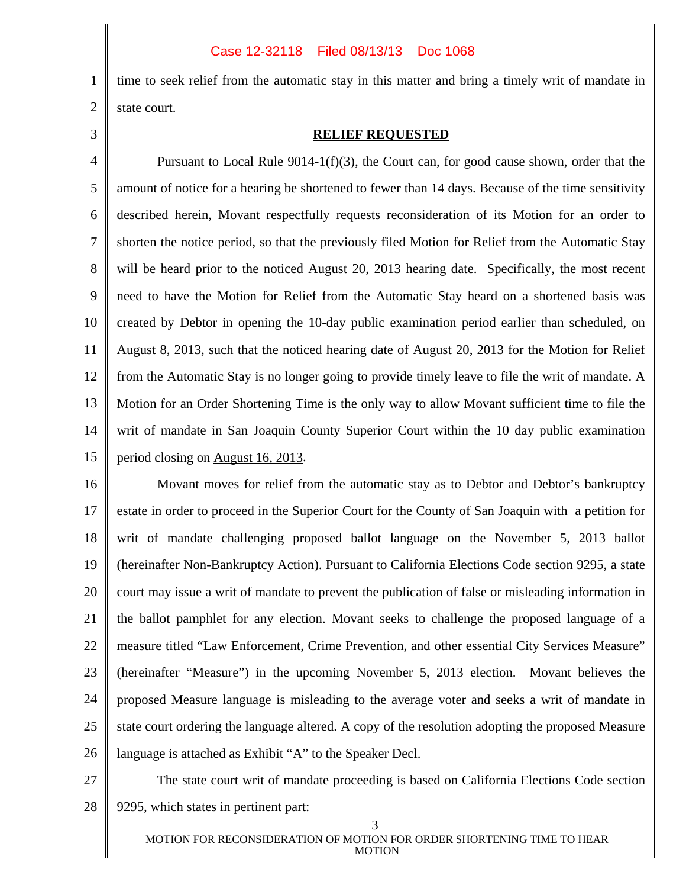time to seek relief from the automatic stay in this matter and bring a timely writ of mandate in state court.

**RELIEF REQUESTED**

Pursuant to Local Rule 9014-1(f)(3), the Court can, for good cause shown, order that the amount of notice for a hearing be shortened to fewer than 14 days. Because of the time sensitivity described herein, Movant respectfully requests reconsideration of its Motion for an order to shorten the notice period, so that the previously filed Motion for Relief from the Automatic Stay will be heard prior to the noticed August 20, 2013 hearing date. Specifically, the most recent need to have the Motion for Relief from the Automatic Stay heard on a shortened basis was created by Debtor in opening the 10-day public examination period earlier than scheduled, on August 8, 2013, such that the noticed hearing date of August 20, 2013 for the Motion for Relief from the Automatic Stay is no longer going to provide timely leave to file the writ of mandate. A Motion for an Order Shortening Time is the only way to allow Movant sufficient time to file the writ of mandate in San Joaquin County Superior Court within the 10 day public examination period closing on August 16, 2013.

Movant moves for relief from the automatic stay as to Debtor and Debtor's bankruptcy estate in order to proceed in the Superior Court for the County of San Joaquin with a petition for writ of mandate challenging proposed ballot language on the November 5, 2013 ballot (hereinafter Non-Bankruptcy Action). Pursuant to California Elections Code section 9295, a state court may issue a writ of mandate to prevent the publication of false or misleading information in the ballot pamphlet for any election. Movant seeks to challenge the proposed language of a measure titled "Law Enforcement, Crime Prevention, and other essential City Services Measure" (hereinafter "Measure") in the upcoming November 5, 2013 election. Movant believes the proposed Measure language is misleading to the average voter and seeks a writ of mandate in state court ordering the language altered. A copy of the resolution adopting the proposed Measure language is attached as Exhibit "A" to the Speaker Decl.

The state court writ of mandate proceeding is based on California Elections Code section 9295, which states in pertinent part: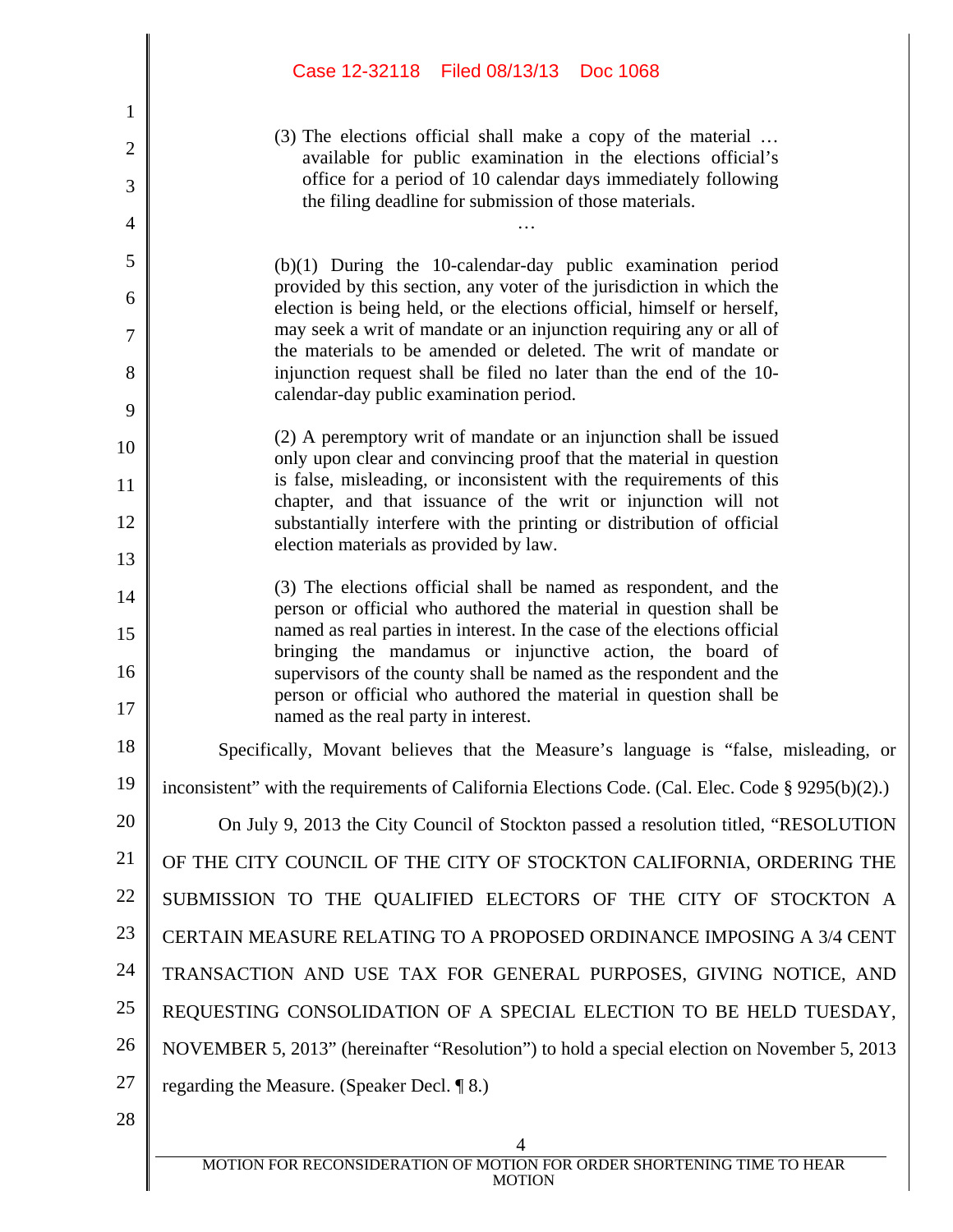> (3) The elections official shall make a copy of the material … available for public examination in the elections official's office for a period of 10 calendar days immediately following the filing deadline for submission of those materials.
>
> …
>
> (b)(1) During the 10-calendar-day public examination period provided by this section, any voter of the jurisdiction in which the election is being held, or the elections official, himself or herself, may seek a writ of mandate or an injunction requiring any or all of the materials to be amended or deleted. The writ of mandate or injunction request shall be filed no later than the end of the 10-calendar-day public examination period.
>
> (2) A peremptory writ of mandate or an injunction shall be issued only upon clear and convincing proof that the material in question is false, misleading, or inconsistent with the requirements of this chapter, and that issuance of the writ or injunction will not substantially interfere with the printing or distribution of official election materials as provided by law.
>
> (3) The elections official shall be named as respondent, and the person or official who authored the material in question shall be named as real parties in interest. In the case of the elections official bringing the mandamus or injunctive action, the board of supervisors of the county shall be named as the respondent and the person or official who authored the material in question shall be named as the real party in interest.

Specifically, Movant believes that the Measure's language is "false, misleading, or inconsistent" with the requirements of California Elections Code. (Cal. Elec. Code § 9295(b)(2).)

On July 9, 2013 the City Council of Stockton passed a resolution titled, "RESOLUTION OF THE CITY COUNCIL OF THE CITY OF STOCKTON CALIFORNIA, ORDERING THE SUBMISSION TO THE QUALIFIED ELECTORS OF THE CITY OF STOCKTON A CERTAIN MEASURE RELATING TO A PROPOSED ORDINANCE IMPOSING A 3/4 CENT TRANSACTION AND USE TAX FOR GENERAL PURPOSES, GIVING NOTICE, AND REQUESTING CONSOLIDATION OF A SPECIAL ELECTION TO BE HELD TUESDAY, NOVEMBER 5, 2013" (hereinafter "Resolution") to hold a special election on November 5, 2013 regarding the Measure. (Speaker Decl. ¶ 8.)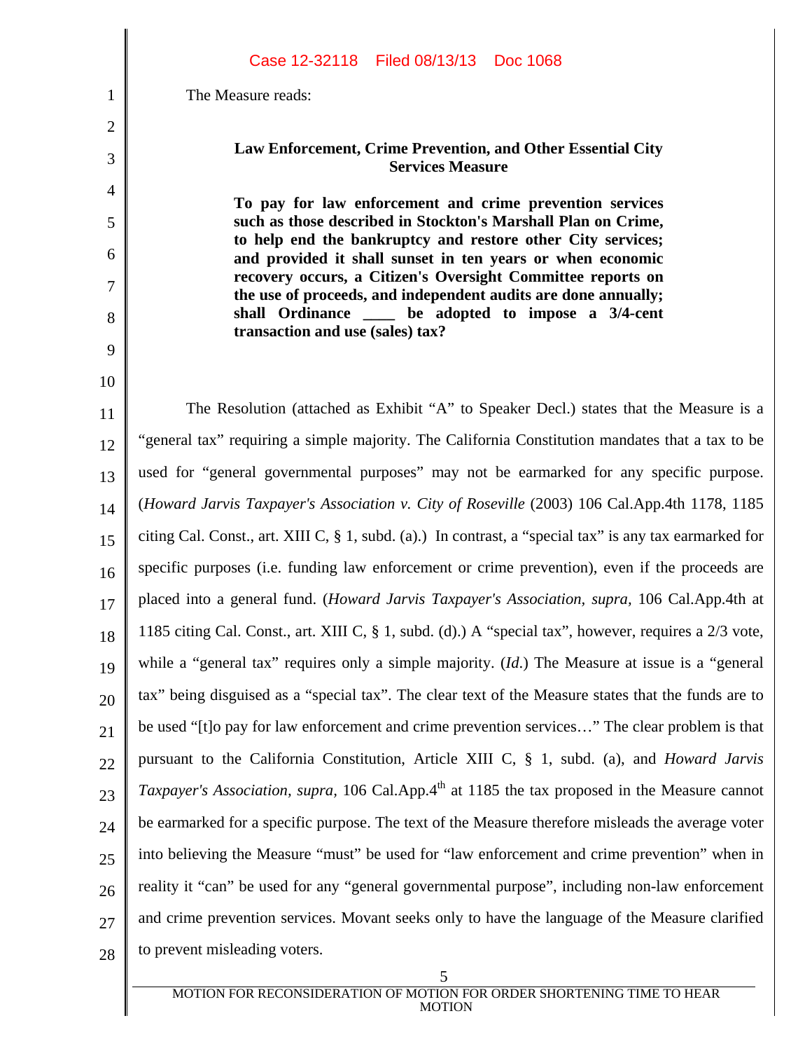The Measure reads:

**Law Enforcement, Crime Prevention, and Other Essential City Services Measure**

**To pay for law enforcement and crime prevention services such as those described in Stockton's Marshall Plan on Crime, to help end the bankruptcy and restore other City services; and provided it shall sunset in ten years or when economic recovery occurs, a Citizen's Oversight Committee reports on the use of proceeds, and independent audits are done annually; shall Ordinance ____ be adopted to impose a 3/4-cent transaction and use (sales) tax?**

The Resolution (attached as Exhibit "A" to Speaker Decl.) states that the Measure is a "general tax" requiring a simple majority. The California Constitution mandates that a tax to be used for "general governmental purposes" may not be earmarked for any specific purpose. (*Howard Jarvis Taxpayer's Association v. City of Roseville* (2003) 106 Cal.App.4th 1178, 1185 citing Cal. Const., art. XIII C, § 1, subd. (a).) In contrast, a "special tax" is any tax earmarked for specific purposes (i.e. funding law enforcement or crime prevention), even if the proceeds are placed into a general fund. (*Howard Jarvis Taxpayer's Association, supra,* 106 Cal.App.4th at 1185 citing Cal. Const., art. XIII C, § 1, subd. (d).) A "special tax", however, requires a 2/3 vote, while a "general tax" requires only a simple majority. (*Id.*) The Measure at issue is a "general tax" being disguised as a "special tax". The clear text of the Measure states that the funds are to be used "[t]o pay for law enforcement and crime prevention services…" The clear problem is that pursuant to the California Constitution, Article XIII C, § 1, subd. (a), and *Howard Jarvis Taxpayer's Association, supra,* 106 Cal.App.4th at 1185 the tax proposed in the Measure cannot be earmarked for a specific purpose. The text of the Measure therefore misleads the average voter into believing the Measure "must" be used for "law enforcement and crime prevention" when in reality it "can" be used for any "general governmental purpose", including non-law enforcement and crime prevention services. Movant seeks only to have the language of the Measure clarified to prevent misleading voters.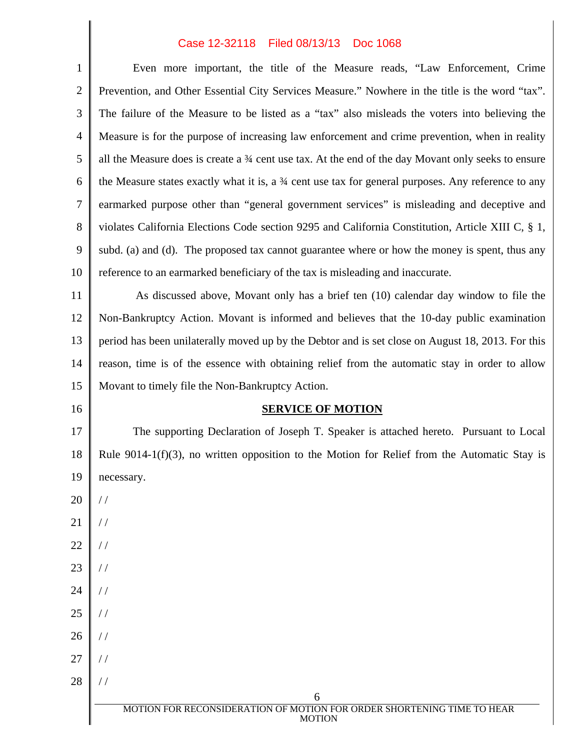Even more important, the title of the Measure reads, "Law Enforcement, Crime Prevention, and Other Essential City Services Measure." Nowhere in the title is the word "tax". The failure of the Measure to be listed as a "tax" also misleads the voters into believing the Measure is for the purpose of increasing law enforcement and crime prevention, when in reality all the Measure does is create a ¾ cent use tax. At the end of the day Movant only seeks to ensure the Measure states exactly what it is, a ¾ cent use tax for general purposes. Any reference to any earmarked purpose other than "general government services" is misleading and deceptive and violates California Elections Code section 9295 and California Constitution, Article XIII C, § 1, subd. (a) and (d). The proposed tax cannot guarantee where or how the money is spent, thus any reference to an earmarked beneficiary of the tax is misleading and inaccurate.

As discussed above, Movant only has a brief ten (10) calendar day window to file the Non-Bankruptcy Action. Movant is informed and believes that the 10-day public examination period has been unilaterally moved up by the Debtor and is set close on August 18, 2013. For this reason, time is of the essence with obtaining relief from the automatic stay in order to allow Movant to timely file the Non-Bankruptcy Action.

**SERVICE OF MOTION**

The supporting Declaration of Joseph T. Speaker is attached hereto. Pursuant to Local Rule 9014-1(f)(3), no written opposition to the Motion for Relief from the Automatic Stay is necessary.

/ /

/ /

/ /

/ /

/ /

/ /

/ /

/ /

/ /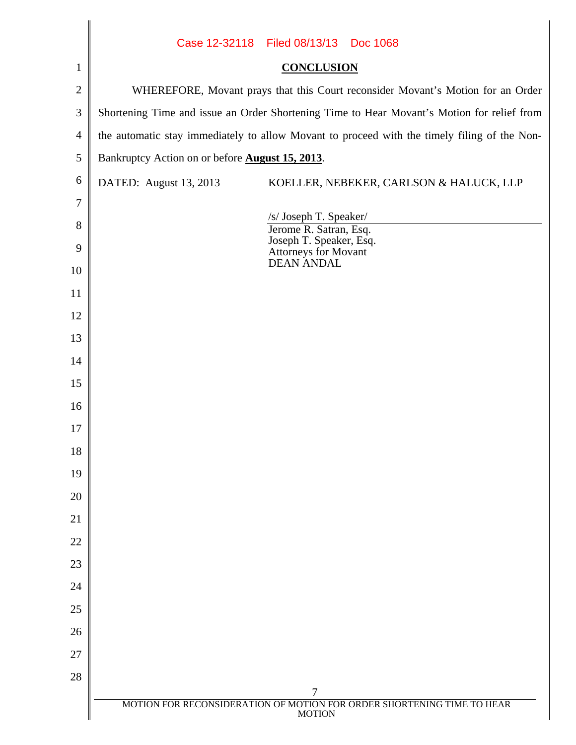## CONCLUSION

WHEREFORE, Movant prays that this Court reconsider Movant's Motion for an Order Shortening Time and issue an Order Shortening Time to Hear Movant's Motion for relief from the automatic stay immediately to allow Movant to proceed with the timely filing of the Non-Bankruptcy Action on or before **August 15, 2013**.

DATED: August 13, 2013

KOELLER, NEBEKER, CARLSON & HALUCK, LLP

/s/ Joseph T. Speaker/

Jerome R. Satran, Esq.
Joseph T. Speaker, Esq.
Attorneys for Movant
DEAN ANDAL